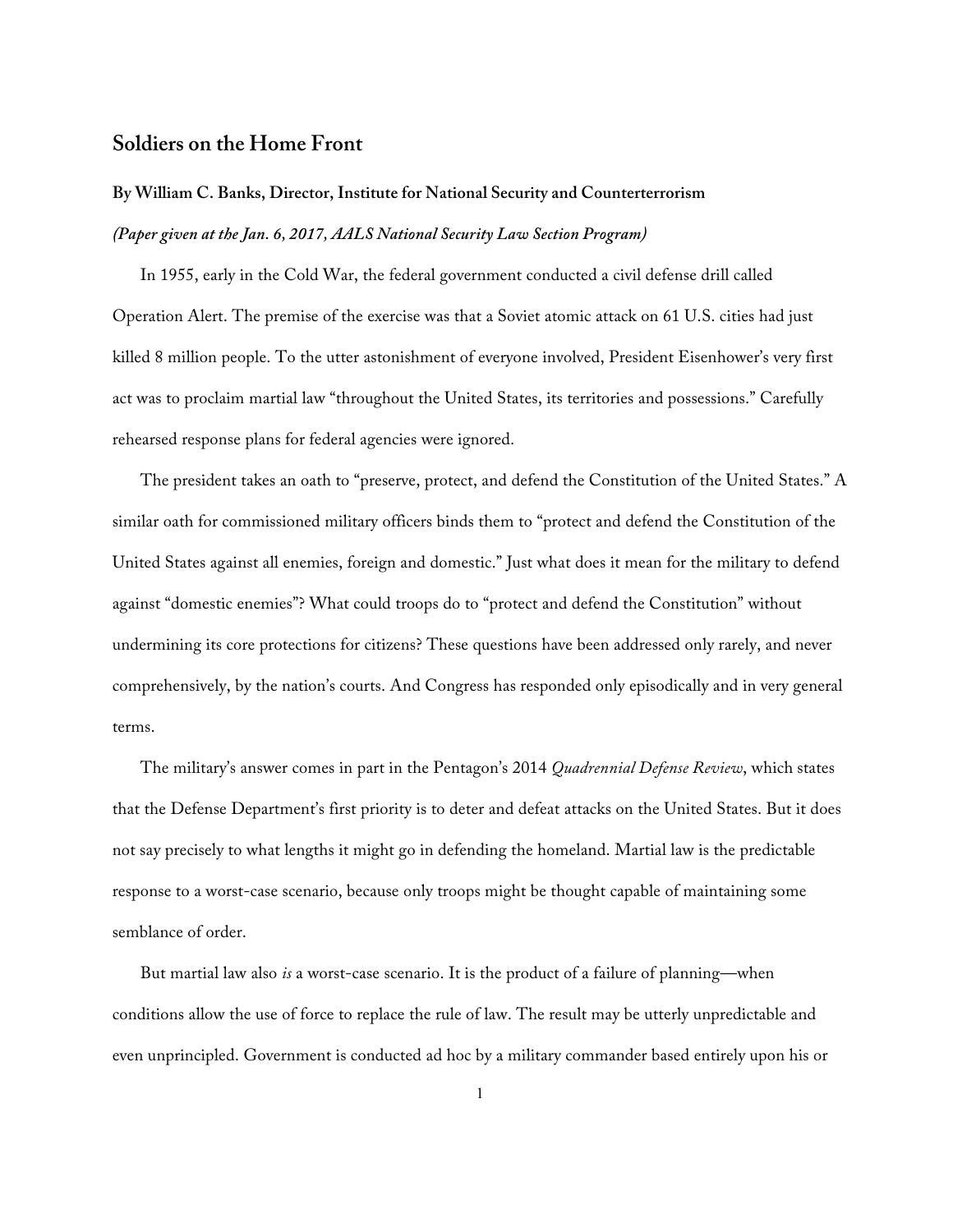## Soldiers on the Home Front

**By William C. Banks, Director, Institute for National Security and Counterterrorism**

***(Paper given at the Jan. 6, 2017, AALS National Security Law Section Program)***

In 1955, early in the Cold War, the federal government conducted a civil defense drill called Operation Alert. The premise of the exercise was that a Soviet atomic attack on 61 U.S. cities had just killed 8 million people. To the utter astonishment of everyone involved, President Eisenhower's very first act was to proclaim martial law "throughout the United States, its territories and possessions." Carefully rehearsed response plans for federal agencies were ignored.

The president takes an oath to "preserve, protect, and defend the Constitution of the United States." A similar oath for commissioned military officers binds them to "protect and defend the Constitution of the United States against all enemies, foreign and domestic." Just what does it mean for the military to defend against "domestic enemies"? What could troops do to "protect and defend the Constitution" without undermining its core protections for citizens? These questions have been addressed only rarely, and never comprehensively, by the nation's courts. And Congress has responded only episodically and in very general terms.

The military's answer comes in part in the Pentagon's 2014 *Quadrennial Defense Review*, which states that the Defense Department's first priority is to deter and defeat attacks on the United States. But it does not say precisely to what lengths it might go in defending the homeland. Martial law is the predictable response to a worst-case scenario, because only troops might be thought capable of maintaining some semblance of order.

But martial law also *is* a worst-case scenario. It is the product of a failure of planning—when conditions allow the use of force to replace the rule of law. The result may be utterly unpredictable and even unprincipled. Government is conducted ad hoc by a military commander based entirely upon his or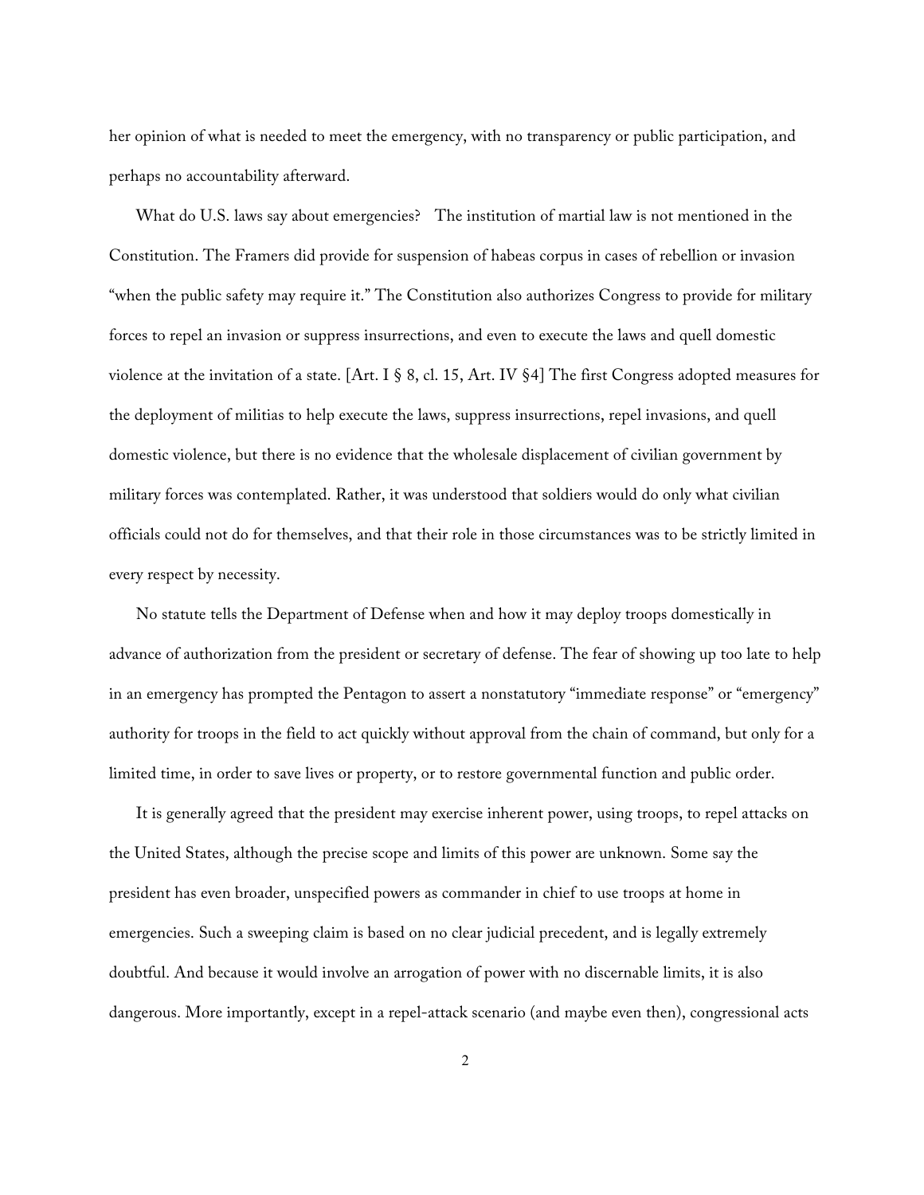her opinion of what is needed to meet the emergency, with no transparency or public participation, and perhaps no accountability afterward.

What do U.S. laws say about emergencies? The institution of martial law is not mentioned in the Constitution. The Framers did provide for suspension of habeas corpus in cases of rebellion or invasion "when the public safety may require it." The Constitution also authorizes Congress to provide for military forces to repel an invasion or suppress insurrections, and even to execute the laws and quell domestic violence at the invitation of a state. [Art. I § 8, cl. 15, Art. IV §4] The first Congress adopted measures for the deployment of militias to help execute the laws, suppress insurrections, repel invasions, and quell domestic violence, but there is no evidence that the wholesale displacement of civilian government by military forces was contemplated. Rather, it was understood that soldiers would do only what civilian officials could not do for themselves, and that their role in those circumstances was to be strictly limited in every respect by necessity.

No statute tells the Department of Defense when and how it may deploy troops domestically in advance of authorization from the president or secretary of defense. The fear of showing up too late to help in an emergency has prompted the Pentagon to assert a nonstatutory "immediate response" or "emergency" authority for troops in the field to act quickly without approval from the chain of command, but only for a limited time, in order to save lives or property, or to restore governmental function and public order.

It is generally agreed that the president may exercise inherent power, using troops, to repel attacks on the United States, although the precise scope and limits of this power are unknown. Some say the president has even broader, unspecified powers as commander in chief to use troops at home in emergencies. Such a sweeping claim is based on no clear judicial precedent, and is legally extremely doubtful. And because it would involve an arrogation of power with no discernable limits, it is also dangerous. More importantly, except in a repel-attack scenario (and maybe even then), congressional acts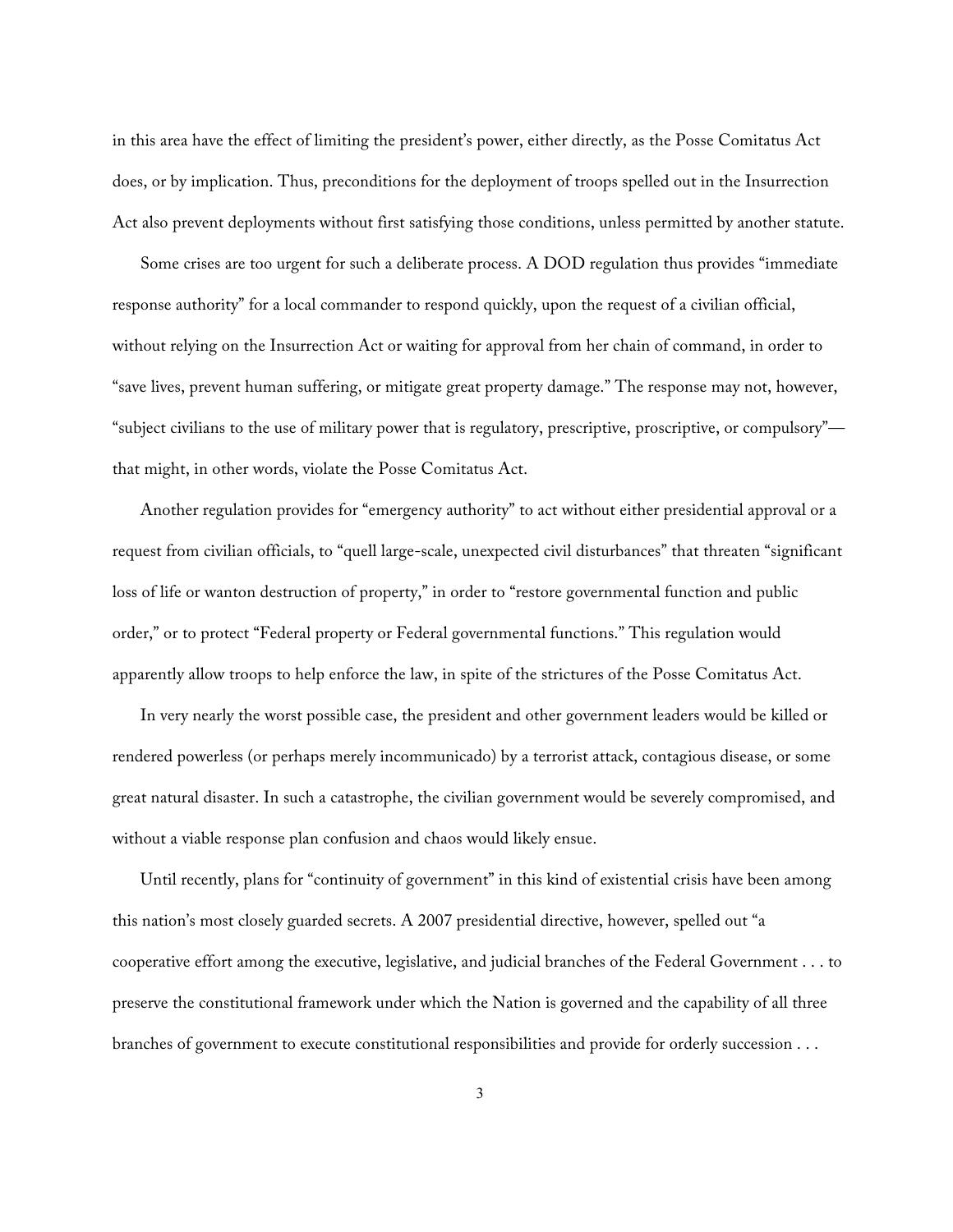in this area have the effect of limiting the president's power, either directly, as the Posse Comitatus Act does, or by implication. Thus, preconditions for the deployment of troops spelled out in the Insurrection Act also prevent deployments without first satisfying those conditions, unless permitted by another statute.

Some crises are too urgent for such a deliberate process. A DOD regulation thus provides "immediate response authority" for a local commander to respond quickly, upon the request of a civilian official, without relying on the Insurrection Act or waiting for approval from her chain of command, in order to "save lives, prevent human suffering, or mitigate great property damage." The response may not, however, "subject civilians to the use of military power that is regulatory, prescriptive, proscriptive, or compulsory"—that might, in other words, violate the Posse Comitatus Act.

Another regulation provides for "emergency authority" to act without either presidential approval or a request from civilian officials, to "quell large-scale, unexpected civil disturbances" that threaten "significant loss of life or wanton destruction of property," in order to "restore governmental function and public order," or to protect "Federal property or Federal governmental functions." This regulation would apparently allow troops to help enforce the law, in spite of the strictures of the Posse Comitatus Act.

In very nearly the worst possible case, the president and other government leaders would be killed or rendered powerless (or perhaps merely incommunicado) by a terrorist attack, contagious disease, or some great natural disaster. In such a catastrophe, the civilian government would be severely compromised, and without a viable response plan confusion and chaos would likely ensue.

Until recently, plans for "continuity of government" in this kind of existential crisis have been among this nation's most closely guarded secrets. A 2007 presidential directive, however, spelled out "a cooperative effort among the executive, legislative, and judicial branches of the Federal Government . . . to preserve the constitutional framework under which the Nation is governed and the capability of all three branches of government to execute constitutional responsibilities and provide for orderly succession . . .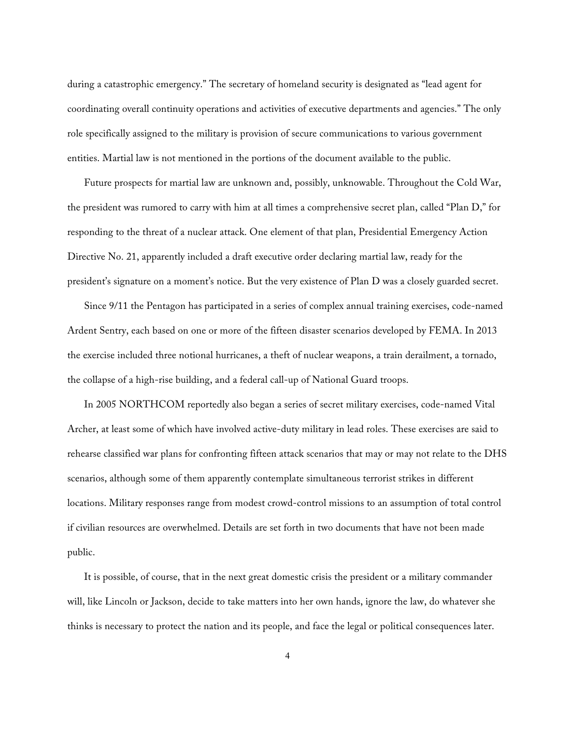during a catastrophic emergency." The secretary of homeland security is designated as "lead agent for coordinating overall continuity operations and activities of executive departments and agencies." The only role specifically assigned to the military is provision of secure communications to various government entities. Martial law is not mentioned in the portions of the document available to the public.

Future prospects for martial law are unknown and, possibly, unknowable. Throughout the Cold War, the president was rumored to carry with him at all times a comprehensive secret plan, called "Plan D," for responding to the threat of a nuclear attack. One element of that plan, Presidential Emergency Action Directive No. 21, apparently included a draft executive order declaring martial law, ready for the president's signature on a moment's notice. But the very existence of Plan D was a closely guarded secret.

Since 9/11 the Pentagon has participated in a series of complex annual training exercises, code-named Ardent Sentry, each based on one or more of the fifteen disaster scenarios developed by FEMA. In 2013 the exercise included three notional hurricanes, a theft of nuclear weapons, a train derailment, a tornado, the collapse of a high-rise building, and a federal call-up of National Guard troops.

In 2005 NORTHCOM reportedly also began a series of secret military exercises, code-named Vital Archer, at least some of which have involved active-duty military in lead roles. These exercises are said to rehearse classified war plans for confronting fifteen attack scenarios that may or may not relate to the DHS scenarios, although some of them apparently contemplate simultaneous terrorist strikes in different locations. Military responses range from modest crowd-control missions to an assumption of total control if civilian resources are overwhelmed. Details are set forth in two documents that have not been made public.

It is possible, of course, that in the next great domestic crisis the president or a military commander will, like Lincoln or Jackson, decide to take matters into her own hands, ignore the law, do whatever she thinks is necessary to protect the nation and its people, and face the legal or political consequences later.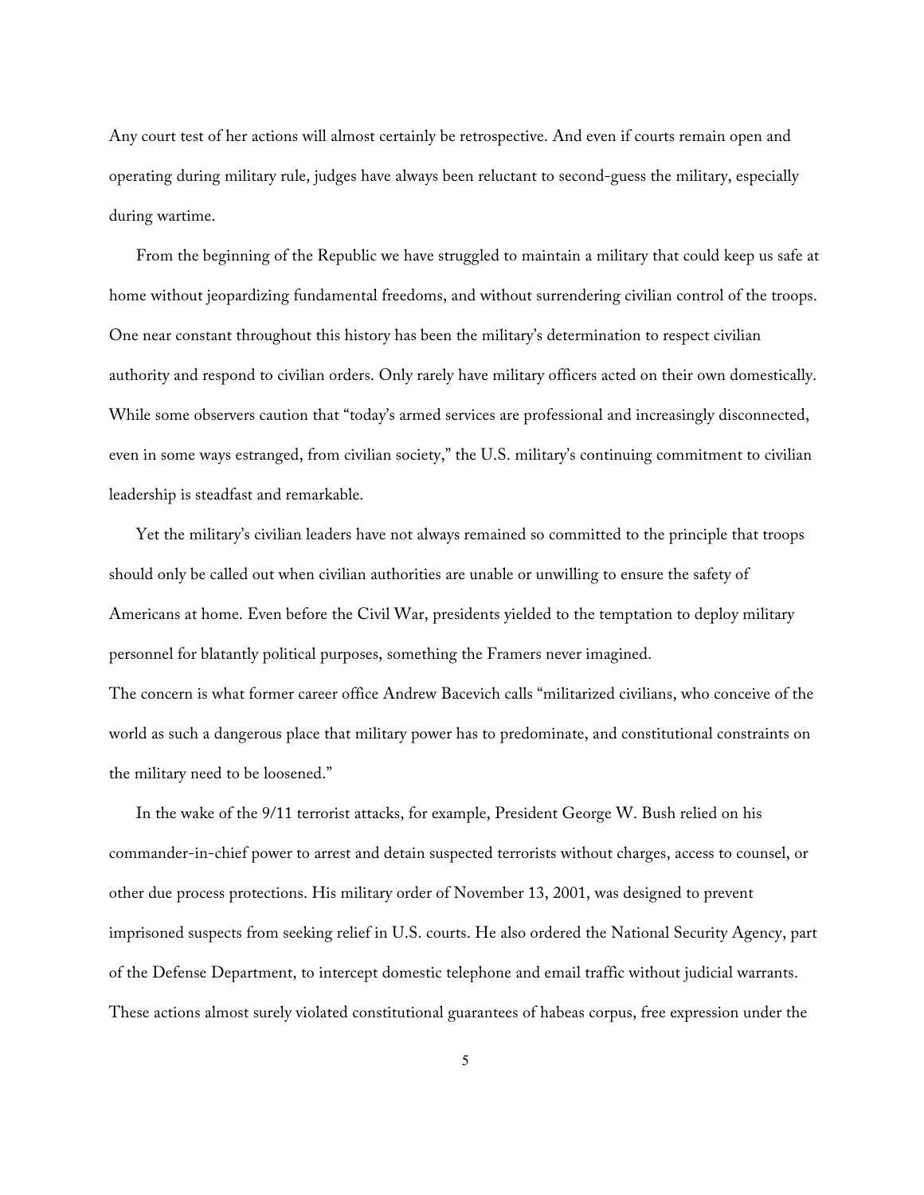Any court test of her actions will almost certainly be retrospective. And even if courts remain open and operating during military rule, judges have always been reluctant to second-guess the military, especially during wartime.

From the beginning of the Republic we have struggled to maintain a military that could keep us safe at home without jeopardizing fundamental freedoms, and without surrendering civilian control of the troops. One near constant throughout this history has been the military's determination to respect civilian authority and respond to civilian orders. Only rarely have military officers acted on their own domestically. While some observers caution that "today's armed services are professional and increasingly disconnected, even in some ways estranged, from civilian society," the U.S. military's continuing commitment to civilian leadership is steadfast and remarkable.

Yet the military's civilian leaders have not always remained so committed to the principle that troops should only be called out when civilian authorities are unable or unwilling to ensure the safety of Americans at home. Even before the Civil War, presidents yielded to the temptation to deploy military personnel for blatantly political purposes, something the Framers never imagined.

The concern is what former career office Andrew Bacevich calls "militarized civilians, who conceive of the world as such a dangerous place that military power has to predominate, and constitutional constraints on the military need to be loosened."

In the wake of the 9/11 terrorist attacks, for example, President George W. Bush relied on his commander-in-chief power to arrest and detain suspected terrorists without charges, access to counsel, or other due process protections. His military order of November 13, 2001, was designed to prevent imprisoned suspects from seeking relief in U.S. courts. He also ordered the National Security Agency, part of the Defense Department, to intercept domestic telephone and email traffic without judicial warrants. These actions almost surely violated constitutional guarantees of habeas corpus, free expression under the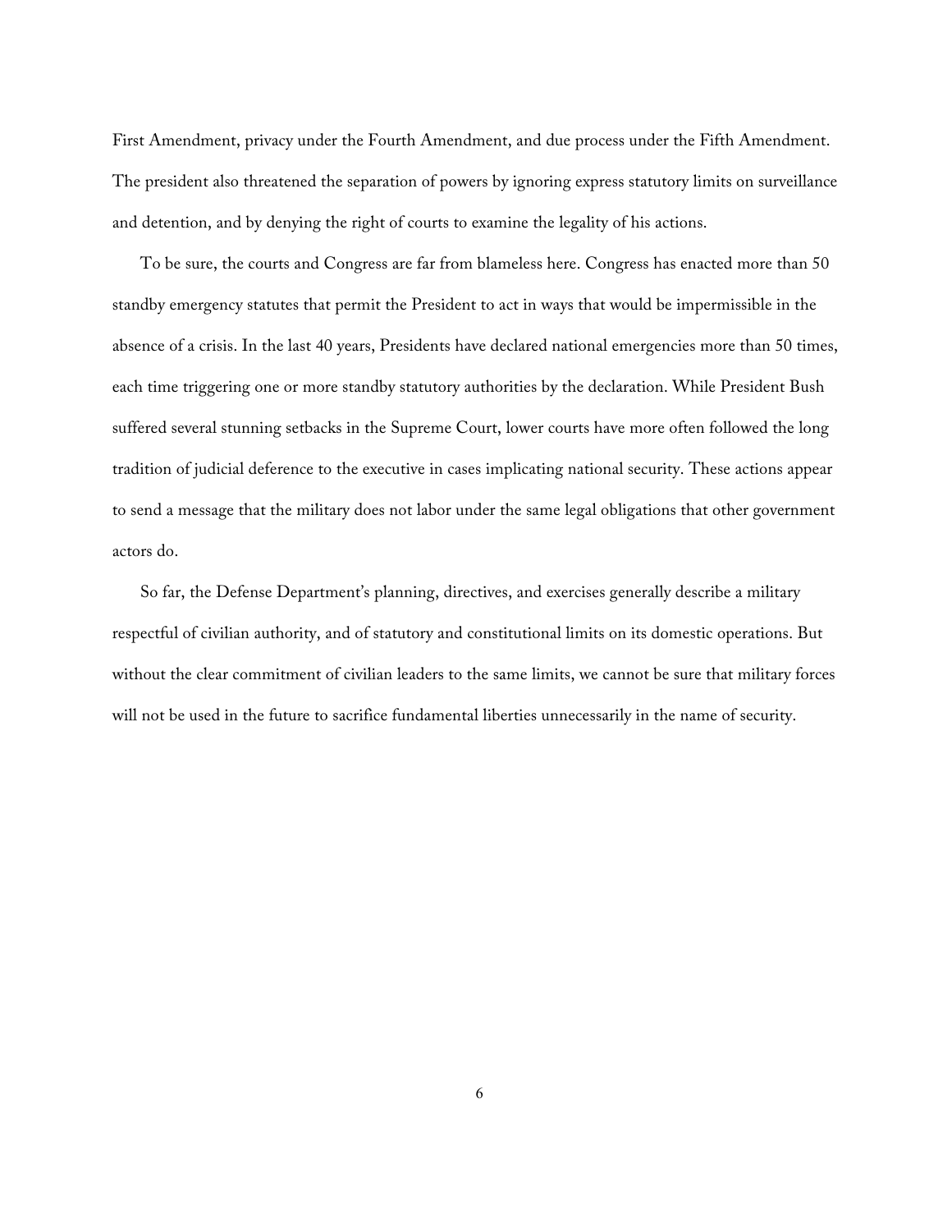First Amendment, privacy under the Fourth Amendment, and due process under the Fifth Amendment. The president also threatened the separation of powers by ignoring express statutory limits on surveillance and detention, and by denying the right of courts to examine the legality of his actions.

To be sure, the courts and Congress are far from blameless here. Congress has enacted more than 50 standby emergency statutes that permit the President to act in ways that would be impermissible in the absence of a crisis. In the last 40 years, Presidents have declared national emergencies more than 50 times, each time triggering one or more standby statutory authorities by the declaration. While President Bush suffered several stunning setbacks in the Supreme Court, lower courts have more often followed the long tradition of judicial deference to the executive in cases implicating national security. These actions appear to send a message that the military does not labor under the same legal obligations that other government actors do.

So far, the Defense Department's planning, directives, and exercises generally describe a military respectful of civilian authority, and of statutory and constitutional limits on its domestic operations. But without the clear commitment of civilian leaders to the same limits, we cannot be sure that military forces will not be used in the future to sacrifice fundamental liberties unnecessarily in the name of security.